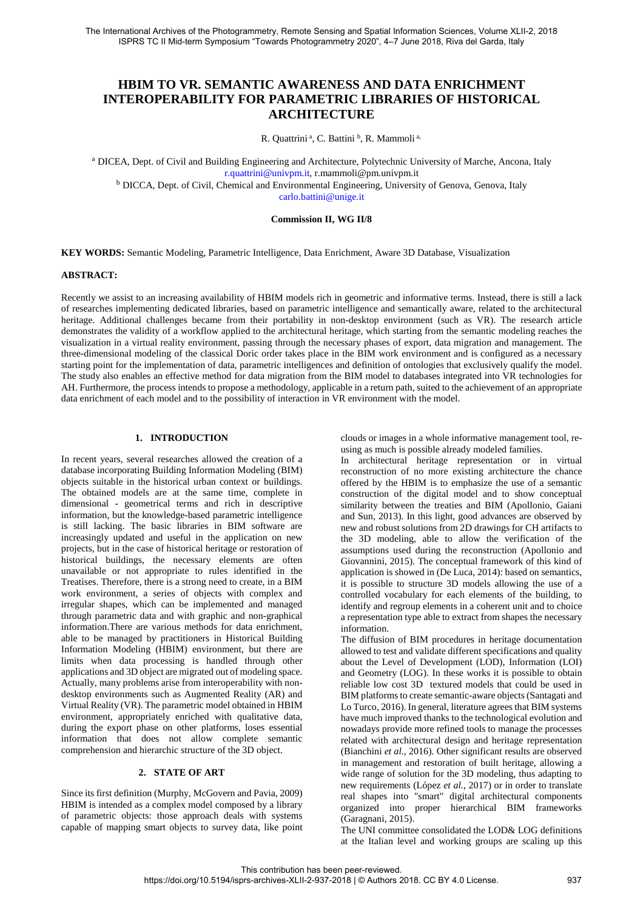# HBIM TO VR. SEMANTIC AWARENESS AND DATA ENRICHMENT INTEROPERABILITY FOR PARAMETRIC LIBRARIES OF HISTORICAL ARCHITECTURE

R. Quattrini [a], C. Battini [b], R. Mammoli [a,]

[a] DICEA, Dept. of Civil and Building Engineering and Architecture, Polytechnic University of Marche, Ancona, Italy
r.quattrini@univpm.it, r.mammoli@pm.univpm.it

[b] DICCA, Dept. of Civil, Chemical and Environmental Engineering, University of Genova, Genova, Italy
carlo.battini@unige.it

**Commission II, WG II/8**

**KEY WORDS:** Semantic Modeling, Parametric Intelligence, Data Enrichment, Aware 3D Database, Visualization

**ABSTRACT:**

Recently we assist to an increasing availability of HBIM models rich in geometric and informative terms. Instead, there is still a lack of researches implementing dedicated libraries, based on parametric intelligence and semantically aware, related to the architectural heritage. Additional challenges became from their portability in non-desktop environment (such as VR). The research article demonstrates the validity of a workflow applied to the architectural heritage, which starting from the semantic modeling reaches the visualization in a virtual reality environment, passing through the necessary phases of export, data migration and management. The three-dimensional modeling of the classical Doric order takes place in the BIM work environment and is configured as a necessary starting point for the implementation of data, parametric intelligences and definition of ontologies that exclusively qualify the model. The study also enables an effective method for data migration from the BIM model to databases integrated into VR technologies for AH. Furthermore, the process intends to propose a methodology, applicable in a return path, suited to the achievement of an appropriate data enrichment of each model and to the possibility of interaction in VR environment with the model.

## 1. INTRODUCTION

In recent years, several researches allowed the creation of a database incorporating Building Information Modeling (BIM) objects suitable in the historical urban context or buildings. The obtained models are at the same time, complete in dimensional - geometrical terms and rich in descriptive information, but the knowledge-based parametric intelligence is still lacking. The basic libraries in BIM software are increasingly updated and useful in the application on new projects, but in the case of historical heritage or restoration of historical buildings, the necessary elements are often unavailable or not appropriate to rules identified in the Treatises. Therefore, there is a strong need to create, in a BIM work environment, a series of objects with complex and irregular shapes, which can be implemented and managed through parametric data and with graphic and non-graphical information.There are various methods for data enrichment, able to be managed by practitioners in Historical Building Information Modeling (HBIM) environment, but there are limits when data processing is handled through other applications and 3D object are migrated out of modeling space. Actually, many problems arise from interoperability with non-desktop environments such as Augmented Reality (AR) and Virtual Reality (VR). The parametric model obtained in HBIM environment, appropriately enriched with qualitative data, during the export phase on other platforms, loses essential information that does not allow complete semantic comprehension and hierarchic structure of the 3D object.

## 2. STATE OF ART

Since its first definition (Murphy, McGovern and Pavia, 2009) HBIM is intended as a complex model composed by a library of parametric objects: those approach deals with systems capable of mapping smart objects to survey data, like point clouds or images in a whole informative management tool, re-using as much is possible already modeled families.

In architectural heritage representation or in virtual reconstruction of no more existing architecture the chance offered by the HBIM is to emphasize the use of a semantic construction of the digital model and to show conceptual similarity between the treaties and BIM (Apollonio, Gaiani and Sun, 2013). In this light, good advances are observed by new and robust solutions from 2D drawings for CH artifacts to the 3D modeling, able to allow the verification of the assumptions used during the reconstruction (Apollonio and Giovannini, 2015). The conceptual framework of this kind of application is showed in (De Luca, 2014): based on semantics, it is possible to structure 3D models allowing the use of a controlled vocabulary for each elements of the building, to identify and regroup elements in a coherent unit and to choice a representation type able to extract from shapes the necessary information.

The diffusion of BIM procedures in heritage documentation allowed to test and validate different specifications and quality about the Level of Development (LOD), Information (LOI) and Geometry (LOG). In these works it is possible to obtain reliable low cost 3D textured models that could be used in BIM platforms to create semantic-aware objects (Santagati and Lo Turco, 2016). In general, literature agrees that BIM systems have much improved thanks to the technological evolution and nowadays provide more refined tools to manage the processes related with architectural design and heritage representation (Bianchini *et al.*, 2016). Other significant results are observed in management and restoration of built heritage, allowing a wide range of solution for the 3D modeling, thus adapting to new requirements (López *et al.*, 2017) or in order to translate real shapes into "smart" digital architectural components organized into proper hierarchical BIM frameworks (Garagnani, 2015).

The UNI committee consolidated the LOD& LOG definitions at the Italian level and working groups are scaling up this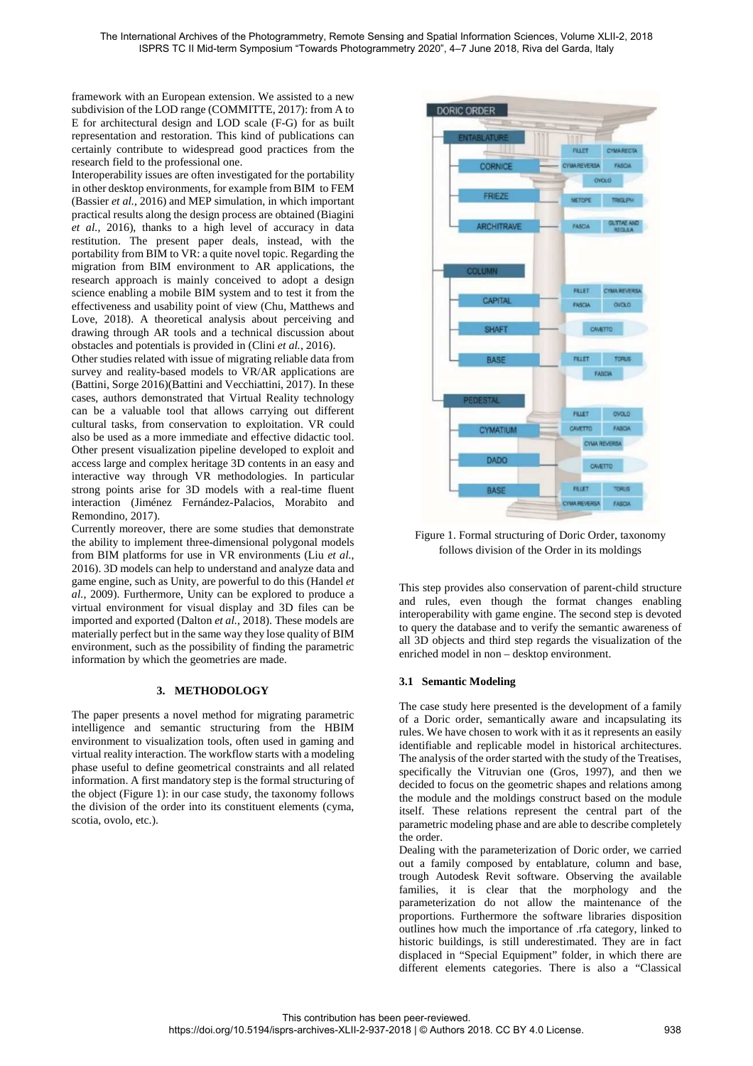framework with an European extension. We assisted to a new subdivision of the LOD range (COMMITTE, 2017): from A to E for architectural design and LOD scale (F-G) for as built representation and restoration. This kind of publications can certainly contribute to widespread good practices from the research field to the professional one.

Interoperability issues are often investigated for the portability in other desktop environments, for example from BIM to FEM (Bassier *et al.*, 2016) and MEP simulation, in which important practical results along the design process are obtained (Biagini *et al.*, 2016), thanks to a high level of accuracy in data restitution. The present paper deals, instead, with the portability from BIM to VR: a quite novel topic. Regarding the migration from BIM environment to AR applications, the research approach is mainly conceived to adopt a design science enabling a mobile BIM system and to test it from the effectiveness and usability point of view (Chu, Matthews and Love, 2018). A theoretical analysis about perceiving and drawing through AR tools and a technical discussion about obstacles and potentials is provided in (Clini *et al.*, 2016).

Other studies related with issue of migrating reliable data from survey and reality-based models to VR/AR applications are (Battini, Sorge 2016)(Battini and Vecchiattini, 2017). In these cases, authors demonstrated that Virtual Reality technology can be a valuable tool that allows carrying out different cultural tasks, from conservation to exploitation. VR could also be used as a more immediate and effective didactic tool. Other present visualization pipeline developed to exploit and access large and complex heritage 3D contents in an easy and interactive way through VR methodologies. In particular strong points arise for 3D models with a real-time fluent interaction (Jiménez Fernández-Palacios, Morabito and Remondino, 2017).

Currently moreover, there are some studies that demonstrate the ability to implement three-dimensional polygonal models from BIM platforms for use in VR environments (Liu *et al.*, 2016). 3D models can help to understand and analyze data and game engine, such as Unity, are powerful to do this (Handel *et al.*, 2009). Furthermore, Unity can be explored to produce a virtual environment for visual display and 3D files can be imported and exported (Dalton *et al.*, 2018). These models are materially perfect but in the same way they lose quality of BIM environment, such as the possibility of finding the parametric information by which the geometries are made.

## 3. METHODOLOGY

The paper presents a novel method for migrating parametric intelligence and semantic structuring from the HBIM environment to visualization tools, often used in gaming and virtual reality interaction. The workflow starts with a modeling phase useful to define geometrical constraints and all related information. A first mandatory step is the formal structuring of the object (Figure 1): in our case study, the taxonomy follows the division of the order into its constituent elements (cyma, scotia, ovolo, etc.).

Figure 1. Formal structuring of Doric Order, taxonomy follows division of the Order in its moldings

This step provides also conservation of parent-child structure and rules, even though the format changes enabling interoperability with game engine. The second step is devoted to query the database and to verify the semantic awareness of all 3D objects and third step regards the visualization of the enriched model in non – desktop environment.

### 3.1 Semantic Modeling

The case study here presented is the development of a family of a Doric order, semantically aware and incapsulating its rules. We have chosen to work with it as it represents an easily identifiable and replicable model in historical architectures. The analysis of the order started with the study of the Treatises, specifically the Vitruvian one (Gros, 1997), and then we decided to focus on the geometric shapes and relations among the module and the moldings construct based on the module itself. These relations represent the central part of the parametric modeling phase and are able to describe completely the order.

Dealing with the parameterization of Doric order, we carried out a family composed by entablature, column and base, trough Autodesk Revit software. Observing the available families, it is clear that the morphology and the parameterization do not allow the maintenance of the proportions. Furthermore the software libraries disposition outlines how much the importance of .rfa category, linked to historic buildings, is still underestimated. They are in fact displaced in "Special Equipment" folder, in which there are different elements categories. There is also a "Classical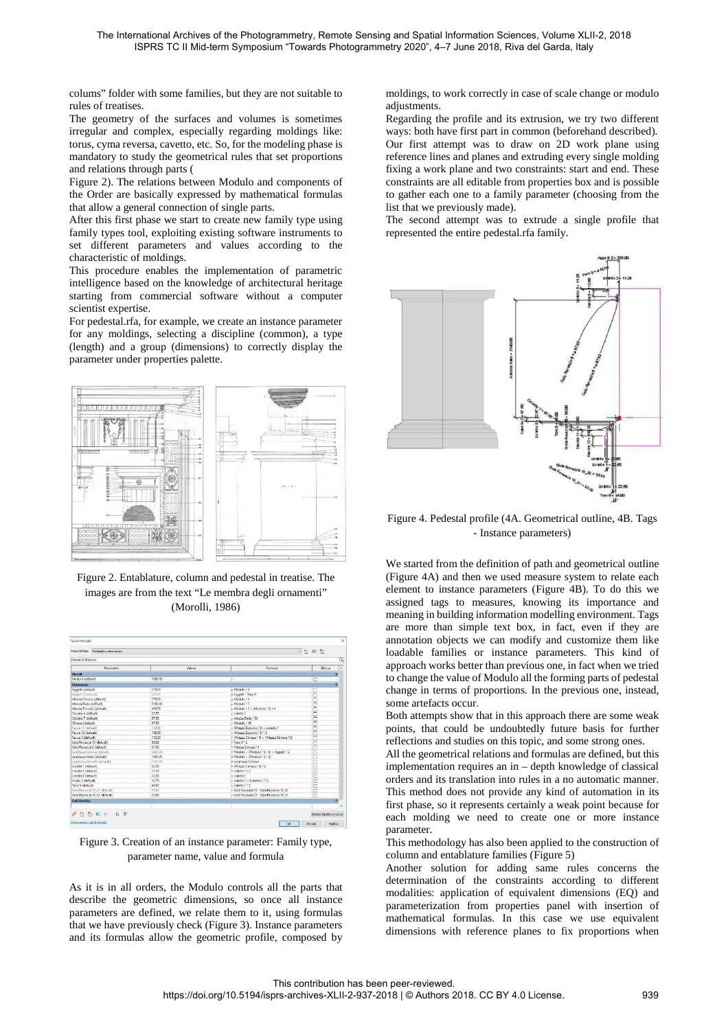colums" folder with some families, but they are not suitable to rules of treatises.

The geometry of the surfaces and volumes is sometimes irregular and complex, especially regarding moldings like: torus, cyma reversa, cavetto, etc. So, for the modeling phase is mandatory to study the geometrical rules that set proportions and relations through parts (

Figure 2). The relations between Modulo and components of the Order are basically expressed by mathematical formulas that allow a general connection of single parts.

After this first phase we start to create new family type using family types tool, exploiting existing software instruments to set different parameters and values according to the characteristic of moldings.

This procedure enables the implementation of parametric intelligence based on the knowledge of architectural heritage starting from commercial software without a computer scientist expertise.

For pedestal.rfa, for example, we create an instance parameter for any moldings, selecting a discipline (common), a type (length) and a group (dimensions) to correctly display the parameter under properties palette.

Figure 2. Entablature, column and pedestal in treatise. The images are from the text "Le membra degli ornamenti" (Morolli, 1986)

Figure 3. Creation of an instance parameter: Family type, parameter name, value and formula

As it is in all orders, the Modulo controls all the parts that describe the geometric dimensions, so once all instance parameters are defined, we relate them to it, using formulas that we have previously check (Figure 3). Instance parameters and its formulas allow the geometric profile, composed by moldings, to work correctly in case of scale change or modulo adjustments.

Regarding the profile and its extrusion, we try two different ways: both have first part in common (beforehand described). Our first attempt was to draw on 2D work plane using reference lines and planes and extruding every single molding fixing a work plane and two constraints: start and end. These constraints are all editable from properties box and is possible to gather each one to a family parameter (choosing from the list that we previously made).

The second attempt was to extrude a single profile that represented the entire pedestal.rfa family.

Figure 4. Pedestal profile (4A. Geometrical outline, 4B. Tags - Instance parameters)

We started from the definition of path and geometrical outline (Figure 4A) and then we used measure system to relate each element to instance parameters (Figure 4B). To do this we assigned tags to measures, knowing its importance and meaning in building information modelling environment. Tags are more than simple text box, in fact, even if they are annotation objects we can modify and customize them like loadable families or instance parameters. This kind of approach works better than previous one, in fact when we tried to change the value of Modulo all the forming parts of pedestal change in terms of proportions. In the previous one, instead, some artefacts occur.

Both attempts show that in this approach there are some weak points, that could be undoubtedly future basis for further reflections and studies on this topic, and some strong ones.

All the geometrical relations and formulas are defined, but this implementation requires an in – depth knowledge of classical orders and its translation into rules in a no automatic manner. This method does not provide any kind of automation in its first phase, so it represents certainly a weak point because for each molding we need to create one or more instance parameter.

This methodology has also been applied to the construction of column and entablature families (Figure 5)

Another solution for adding same rules concerns the determination of the constraints according to different modalities: application of equivalent dimensions (EQ) and parameterization from properties panel with insertion of mathematical formulas. In this case we use equivalent dimensions with reference planes to fix proportions when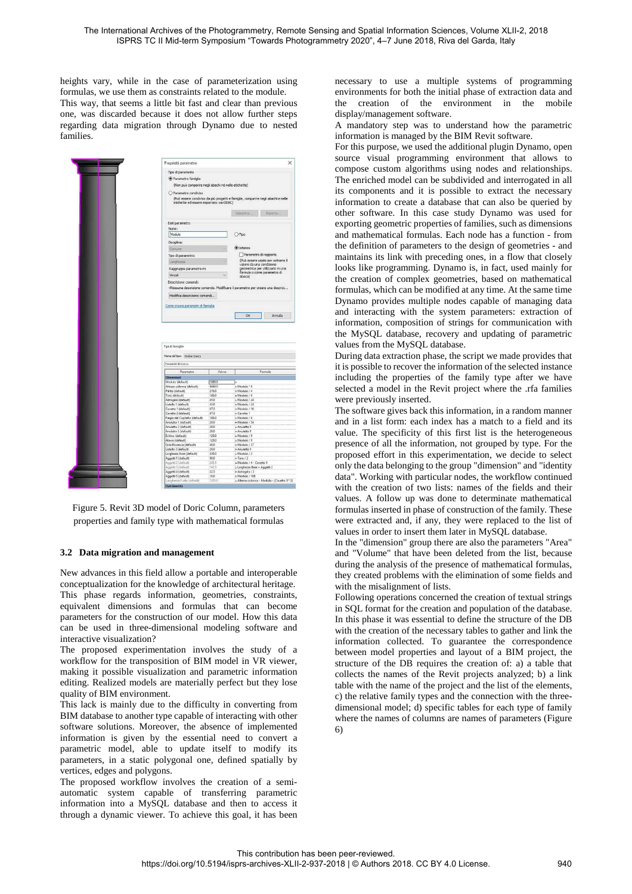heights vary, while in the case of parameterization using formulas, we use them as constraints related to the module.

This way, that seems a little bit fast and clear than previous one, was discarded because it does not allow further steps regarding data migration through Dynamo due to nested families.

Figure 5. Revit 3D model of Doric Column, parameters properties and family type with mathematical formulas

### 3.2 Data migration and management

New advances in this field allow a portable and interoperable conceptualization for the knowledge of architectural heritage. This phase regards information, geometries, constraints, equivalent dimensions and formulas that can become parameters for the construction of our model. How this data can be used in three-dimensional modeling software and interactive visualization?

The proposed experimentation involves the study of a workflow for the transposition of BIM model in VR viewer, making it possible visualization and parametric information editing. Realized models are materially perfect but they lose quality of BIM environment.

This lack is mainly due to the difficulty in converting from BIM database to another type capable of interacting with other software solutions. Moreover, the absence of implemented information is given by the essential need to convert a parametric model, able to update itself to modify its parameters, in a static polygonal one, defined spatially by vertices, edges and polygons.

The proposed workflow involves the creation of a semi-automatic system capable of transferring parametric information into a MySQL database and then to access it through a dynamic viewer. To achieve this goal, it has been necessary to use a multiple systems of programming environments for both the initial phase of extraction data and the creation of the environment in the mobile display/management software.

A mandatory step was to understand how the parametric information is managed by the BIM Revit software.

For this purpose, we used the additional plugin Dynamo, open source visual programming environment that allows to compose custom algorithms using nodes and relationships. The enriched model can be subdivided and interrogated in all its components and it is possible to extract the necessary information to create a database that can also be queried by other software. In this case study Dynamo was used for exporting geometric properties of families, such as dimensions and mathematical formulas. Each node has a function - from the definition of parameters to the design of geometries - and maintains its link with preceding ones, in a flow that closely looks like programming. Dynamo is, in fact, used mainly for the creation of complex geometries, based on mathematical formulas, which can be modified at any time. At the same time Dynamo provides multiple nodes capable of managing data and interacting with the system parameters: extraction of information, composition of strings for communication with the MySQL database, recovery and updating of parametric values from the MySQL database.

During data extraction phase, the script we made provides that it is possible to recover the information of the selected instance including the properties of the family type after we have selected a model in the Revit project where the .rfa families were previously inserted.

The software gives back this information, in a random manner and in a list form: each index has a match to a field and its value. The specificity of this first list is the heterogeneous presence of all the information, not grouped by type. For the proposed effort in this experimentation, we decide to select only the data belonging to the group "dimension" and "identity data". Working with particular nodes, the workflow continued with the creation of two lists: names of the fields and their values. A follow up was done to determinate mathematical formulas inserted in phase of construction of the family. These were extracted and, if any, they were replaced to the list of values in order to insert them later in MySQL database.

In the "dimension" group there are also the parameters "Area" and "Volume" that have been deleted from the list, because during the analysis of the presence of mathematical formulas, they created problems with the elimination of some fields and with the misalignment of lists.

Following operations concerned the creation of textual strings in SQL format for the creation and population of the database. In this phase it was essential to define the structure of the DB with the creation of the necessary tables to gather and link the information collected. To guarantee the correspondence between model properties and layout of a BIM project, the structure of the DB requires the creation of: a) a table that collects the names of the Revit projects analyzed; b) a link table with the name of the project and the list of the elements, c) the relative family types and the connection with the three-dimensional model; d) specific tables for each type of family where the names of columns are names of parameters (Figure 6)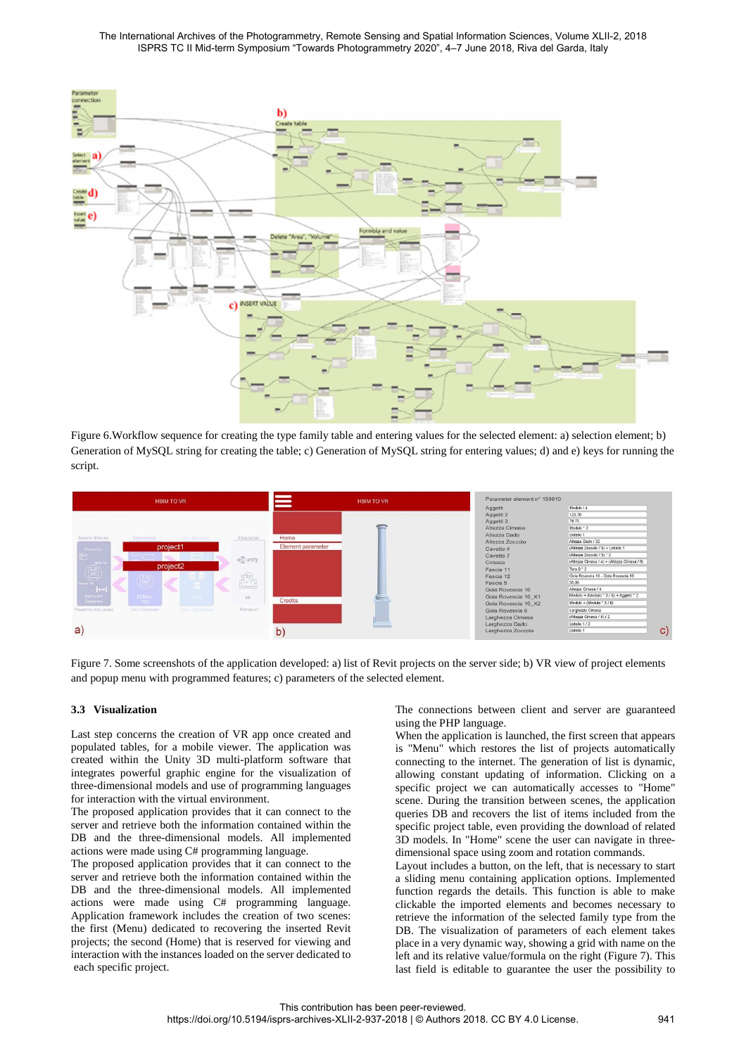Figure 6.Workflow sequence for creating the type family table and entering values for the selected element: a) selection element; b) Generation of MySQL string for creating the table; c) Generation of MySQL string for entering values; d) and e) keys for running the script.

Figure 7. Some screenshots of the application developed: a) list of Revit projects on the server side; b) VR view of project elements and popup menu with programmed features; c) parameters of the selected element.

### 3.3 Visualization

Last step concerns the creation of VR app once created and populated tables, for a mobile viewer. The application was created within the Unity 3D multi-platform software that integrates powerful graphic engine for the visualization of three-dimensional models and use of programming languages for interaction with the virtual environment.

The proposed application provides that it can connect to the server and retrieve both the information contained within the DB and the three-dimensional models. All implemented actions were made using C# programming language.

The proposed application provides that it can connect to the server and retrieve both the information contained within the DB and the three-dimensional models. All implemented actions were made using C# programming language. Application framework includes the creation of two scenes: the first (Menu) dedicated to recovering the inserted Revit projects; the second (Home) that is reserved for viewing and interaction with the instances loaded on the server dedicated to each specific project.

The connections between client and server are guaranteed using the PHP language.

When the application is launched, the first screen that appears is "Menu" which restores the list of projects automatically connecting to the internet. The generation of list is dynamic, allowing constant updating of information. Clicking on a specific project we can automatically accesses to "Home" scene. During the transition between scenes, the application queries DB and recovers the list of items included from the specific project table, even providing the download of related 3D models. In "Home" scene the user can navigate in three-dimensional space using zoom and rotation commands.

Layout includes a button, on the left, that is necessary to start a sliding menu containing application options. Implemented function regards the details. This function is able to make clickable the imported elements and becomes necessary to retrieve the information of the selected family type from the DB. The visualization of parameters of each element takes place in a very dynamic way, showing a grid with name on the left and its relative value/formula on the right (Figure 7). This last field is editable to guarantee the user the possibility to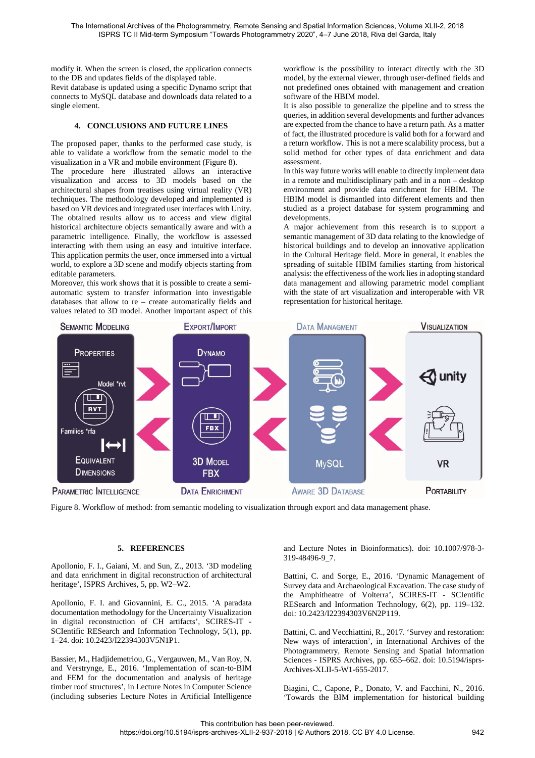modify it. When the screen is closed, the application connects to the DB and updates fields of the displayed table.
Revit database is updated using a specific Dynamo script that connects to MySQL database and downloads data related to a single element.

## 4. CONCLUSIONS AND FUTURE LINES

The proposed paper, thanks to the performed case study, is able to validate a workflow from the sematic model to the visualization in a VR and mobile environment (Figure 8).
The procedure here illustrated allows an interactive visualization and access to 3D models based on the architectural shapes from treatises using virtual reality (VR) techniques. The methodology developed and implemented is based on VR devices and integrated user interfaces with Unity. The obtained results allow us to access and view digital historical architecture objects semantically aware and with a parametric intelligence. Finally, the workflow is assessed interacting with them using an easy and intuitive interface. This application permits the user, once immersed into a virtual world, to explore a 3D scene and modify objects starting from editable parameters.
Moreover, this work shows that it is possible to create a semi-automatic system to transfer information into investigable databases that allow to re – create automatically fields and values related to 3D model. Another important aspect of this workflow is the possibility to interact directly with the 3D model, by the external viewer, through user-defined fields and not predefined ones obtained with management and creation software of the HBIM model.
It is also possible to generalize the pipeline and to stress the queries, in addition several developments and further advances are expected from the chance to have a return path. As a matter of fact, the illustrated procedure is valid both for a forward and a return workflow. This is not a mere scalability process, but a solid method for other types of data enrichment and data assessment.
In this way future works will enable to directly implement data in a remote and multidisciplinary path and in a non – desktop environment and provide data enrichment for HBIM. The HBIM model is dismantled into different elements and then studied as a project database for system programming and developments.
A major achievement from this research is to support a semantic management of 3D data relating to the knowledge of historical buildings and to develop an innovative application in the Cultural Heritage field. More in general, it enables the spreading of suitable HBIM families starting from historical analysis: the effectiveness of the work lies in adopting standard data management and allowing parametric model compliant with the state of art visualization and interoperable with VR representation for historical heritage.

Figure 8. Workflow of method: from semantic modeling to visualization through export and data management phase.

## 5. REFERENCES

Apollonio, F. I., Gaiani, M. and Sun, Z., 2013. '3D modeling and data enrichment in digital reconstruction of architectural heritage', ISPRS Archives, 5, pp. W2–W2.

Apollonio, F. I. and Giovannini, E. C., 2015. 'A paradata documentation methodology for the Uncertainty Visualization in digital reconstruction of CH artifacts', SCIRES-IT - SCIentific RESearch and Information Technology, 5(1), pp. 1–24. doi: 10.2423/I22394303V5N1P1.

Bassier, M., Hadjidemetriou, G., Vergauwen, M., Van Roy, N. and Verstrynge, E., 2016. 'Implementation of scan-to-BIM and FEM for the documentation and analysis of heritage timber roof structures', in Lecture Notes in Computer Science (including subseries Lecture Notes in Artificial Intelligence and Lecture Notes in Bioinformatics). doi: 10.1007/978-3-319-48496-9_7.

Battini, C. and Sorge, E., 2016. 'Dynamic Management of Survey data and Archaeological Excavation. The case study of the Amphitheatre of Volterra', SCIRES-IT - SCIentific RESearch and Information Technology, 6(2), pp. 119–132. doi: 10.2423/I22394303V6N2P119.

Battini, C. and Vecchiattini, R., 2017. 'Survey and restoration: New ways of interaction', in International Archives of the Photogrammetry, Remote Sensing and Spatial Information Sciences - ISPRS Archives, pp. 655–662. doi: 10.5194/isprs-Archives-XLII-5-W1-655-2017.

Biagini, C., Capone, P., Donato, V. and Facchini, N., 2016. 'Towards the BIM implementation for historical building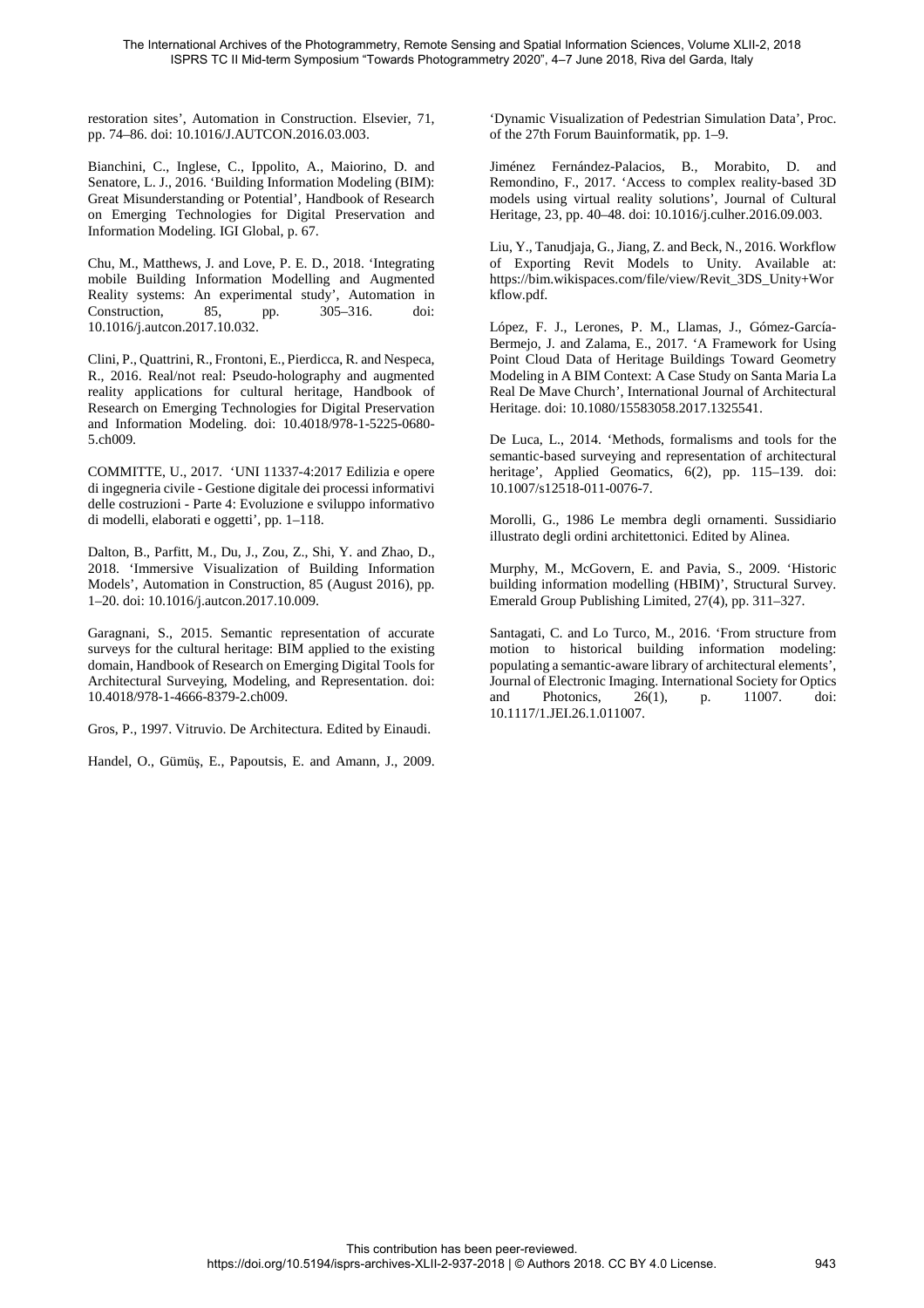restoration sites', Automation in Construction. Elsevier, 71, pp. 74–86. doi: 10.1016/J.AUTCON.2016.03.003.

Bianchini, C., Inglese, C., Ippolito, A., Maiorino, D. and Senatore, L. J., 2016. 'Building Information Modeling (BIM): Great Misunderstanding or Potential', Handbook of Research on Emerging Technologies for Digital Preservation and Information Modeling. IGI Global, p. 67.

Chu, M., Matthews, J. and Love, P. E. D., 2018. 'Integrating mobile Building Information Modelling and Augmented Reality systems: An experimental study', Automation in Construction, 85, pp. 305–316. doi: 10.1016/j.autcon.2017.10.032.

Clini, P., Quattrini, R., Frontoni, E., Pierdicca, R. and Nespeca, R., 2016. Real/not real: Pseudo-holography and augmented reality applications for cultural heritage, Handbook of Research on Emerging Technologies for Digital Preservation and Information Modeling. doi: 10.4018/978-1-5225-0680-5.ch009.

COMMITTE, U., 2017. 'UNI 11337-4:2017 Edilizia e opere di ingegneria civile - Gestione digitale dei processi informativi delle costruzioni - Parte 4: Evoluzione e sviluppo informativo di modelli, elaborati e oggetti', pp. 1–118.

Dalton, B., Parfitt, M., Du, J., Zou, Z., Shi, Y. and Zhao, D., 2018. 'Immersive Visualization of Building Information Models', Automation in Construction, 85 (August 2016), pp. 1–20. doi: 10.1016/j.autcon.2017.10.009.

Garagnani, S., 2015. Semantic representation of accurate surveys for the cultural heritage: BIM applied to the existing domain, Handbook of Research on Emerging Digital Tools for Architectural Surveying, Modeling, and Representation. doi: 10.4018/978-1-4666-8379-2.ch009.

Gros, P., 1997. Vitruvio. De Architectura. Edited by Einaudi.

Handel, O., Gümüş, E., Papoutsis, E. and Amann, J., 2009. 'Dynamic Visualization of Pedestrian Simulation Data', Proc. of the 27th Forum Bauinformatik, pp. 1–9.

Jiménez Fernández-Palacios, B., Morabito, D. and Remondino, F., 2017. 'Access to complex reality-based 3D models using virtual reality solutions', Journal of Cultural Heritage, 23, pp. 40–48. doi: 10.1016/j.culher.2016.09.003.

Liu, Y., Tanudjaja, G., Jiang, Z. and Beck, N., 2016. Workflow of Exporting Revit Models to Unity. Available at: https://bim.wikispaces.com/file/view/Revit_3DS_Unity+Workflow.pdf.

López, F. J., Lerones, P. M., Llamas, J., Gómez-García-Bermejo, J. and Zalama, E., 2017. 'A Framework for Using Point Cloud Data of Heritage Buildings Toward Geometry Modeling in A BIM Context: A Case Study on Santa Maria La Real De Mave Church', International Journal of Architectural Heritage. doi: 10.1080/15583058.2017.1325541.

De Luca, L., 2014. 'Methods, formalisms and tools for the semantic-based surveying and representation of architectural heritage', Applied Geomatics, 6(2), pp. 115–139. doi: 10.1007/s12518-011-0076-7.

Morolli, G., 1986 Le membra degli ornamenti. Sussidiario illustrato degli ordini architettonici. Edited by Alinea.

Murphy, M., McGovern, E. and Pavia, S., 2009. 'Historic building information modelling (HBIM)', Structural Survey. Emerald Group Publishing Limited, 27(4), pp. 311–327.

Santagati, C. and Lo Turco, M., 2016. 'From structure from motion to historical building information modeling: populating a semantic-aware library of architectural elements', Journal of Electronic Imaging. International Society for Optics and Photonics, 26(1), p. 11007. doi: 10.1117/1.JEI.26.1.011007.